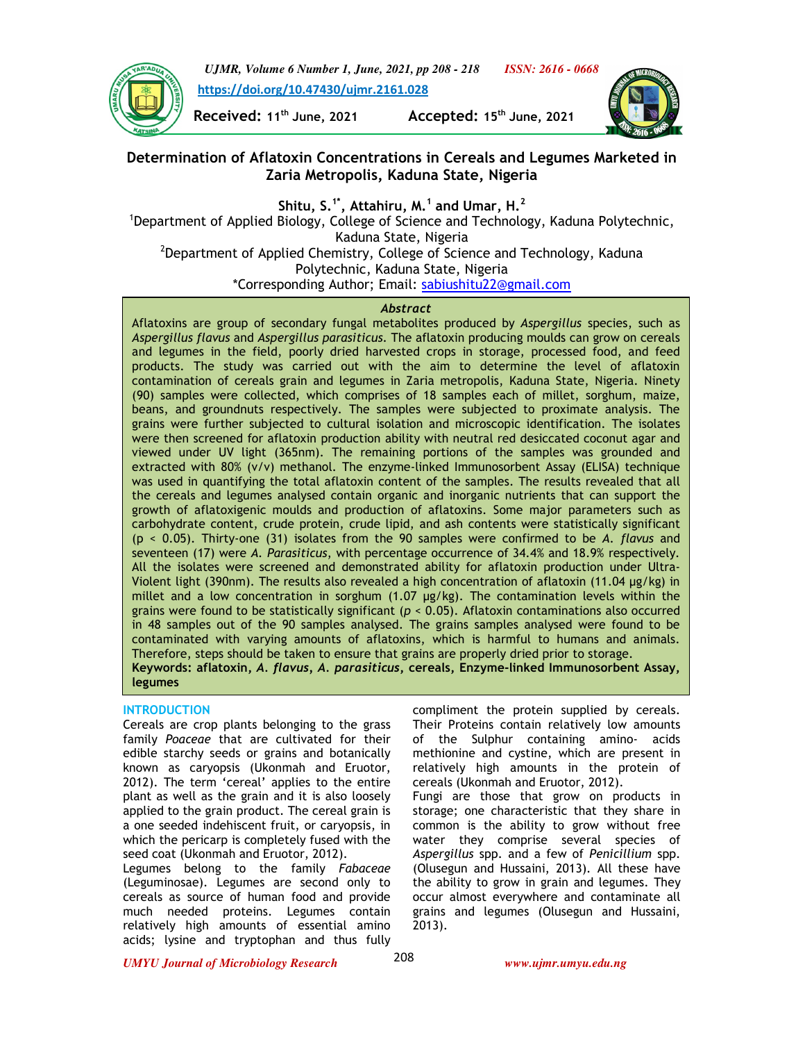# Determination of Aflatoxin Concentrations in Cereals and Legumes Marketed in Zaria Metropolis, Kaduna State, Nigeria

**Shitu, S.[1*], Attahiru, M.[1] and Umar, H.[2]**

[1]Department of Applied Biology, College of Science and Technology, Kaduna Polytechnic, Kaduna State, Nigeria

[2]Department of Applied Chemistry, College of Science and Technology, Kaduna Polytechnic, Kaduna State, Nigeria

*Corresponding Author; Email: sabiushitu22@gmail.com

Received: 11th June, 2021 Accepted: 15th June, 2021

https://doi.org/10.47430/ujmr.2161.028

## Abstract

Aflatoxins are group of secondary fungal metabolites produced by *Aspergillus* species, such as *Aspergillus flavus* and *Aspergillus parasiticus*. The aflatoxin producing moulds can grow on cereals and legumes in the field, poorly dried harvested crops in storage, processed food, and feed products. The study was carried out with the aim to determine the level of aflatoxin contamination of cereals grain and legumes in Zaria metropolis, Kaduna State, Nigeria. Ninety (90) samples were collected, which comprises of 18 samples each of millet, sorghum, maize, beans, and groundnuts respectively. The samples were subjected to proximate analysis. The grains were further subjected to cultural isolation and microscopic identification. The isolates were then screened for aflatoxin production ability with neutral red desiccated coconut agar and viewed under UV light (365nm). The remaining portions of the samples was grounded and extracted with 80% (v/v) methanol. The enzyme-linked Immunosorbent Assay (ELISA) technique was used in quantifying the total aflatoxin content of the samples. The results revealed that all the cereals and legumes analysed contain organic and inorganic nutrients that can support the growth of aflatoxigenic moulds and production of aflatoxins. Some major parameters such as carbohydrate content, crude protein, crude lipid, and ash contents were statistically significant ($p < 0.05$). Thirty-one (31) isolates from the 90 samples were confirmed to be *A. flavus* and seventeen (17) were *A. Parasiticus*, with percentage occurrence of 34.4% and 18.9% respectively. All the isolates were screened and demonstrated ability for aflatoxin production under Ultra-Violent light (390nm). The results also revealed a high concentration of aflatoxin (11.04 µg/kg) in millet and a low concentration in sorghum (1.07 µg/kg). The contamination levels within the grains were found to be statistically significant ($p < 0.05$). Aflatoxin contaminations also occurred in 48 samples out of the 90 samples analysed. The grains samples analysed were found to be contaminated with varying amounts of aflatoxins, which is harmful to humans and animals. Therefore, steps should be taken to ensure that grains are properly dried prior to storage.

**Keywords: aflatoxin, *A. flavus*, *A. parasiticus*, cereals, Enzyme-linked Immunosorbent Assay, legumes**

## INTRODUCTION

Cereals are crop plants belonging to the grass family *Poaceae* that are cultivated for their edible starchy seeds or grains and botanically known as caryopsis (Ukonmah and Eruotor, 2012). The term 'cereal' applies to the entire plant as well as the grain and it is also loosely applied to the grain product. The cereal grain is a one seeded indehiscent fruit, or caryopsis, in which the pericarp is completely fused with the seed coat (Ukonmah and Eruotor, 2012).

Legumes belong to the family *Fabaceae* (Leguminosae). Legumes are second only to cereals as source of human food and provide much needed proteins. Legumes contain relatively high amounts of essential amino acids; lysine and tryptophan and thus fully compliment the protein supplied by cereals. Their Proteins contain relatively low amounts of the Sulphur containing amino- acids methionine and cystine, which are present in relatively high amounts in the protein of cereals (Ukonmah and Eruotor, 2012).

Fungi are those that grow on products in storage; one characteristic that they share in common is the ability to grow without free water they comprise several species of *Aspergillus* spp. and a few of *Penicillium* spp. (Olusegun and Hussaini, 2013). All these have the ability to grow in grain and legumes. They occur almost everywhere and contaminate all grains and legumes (Olusegun and Hussaini, 2013).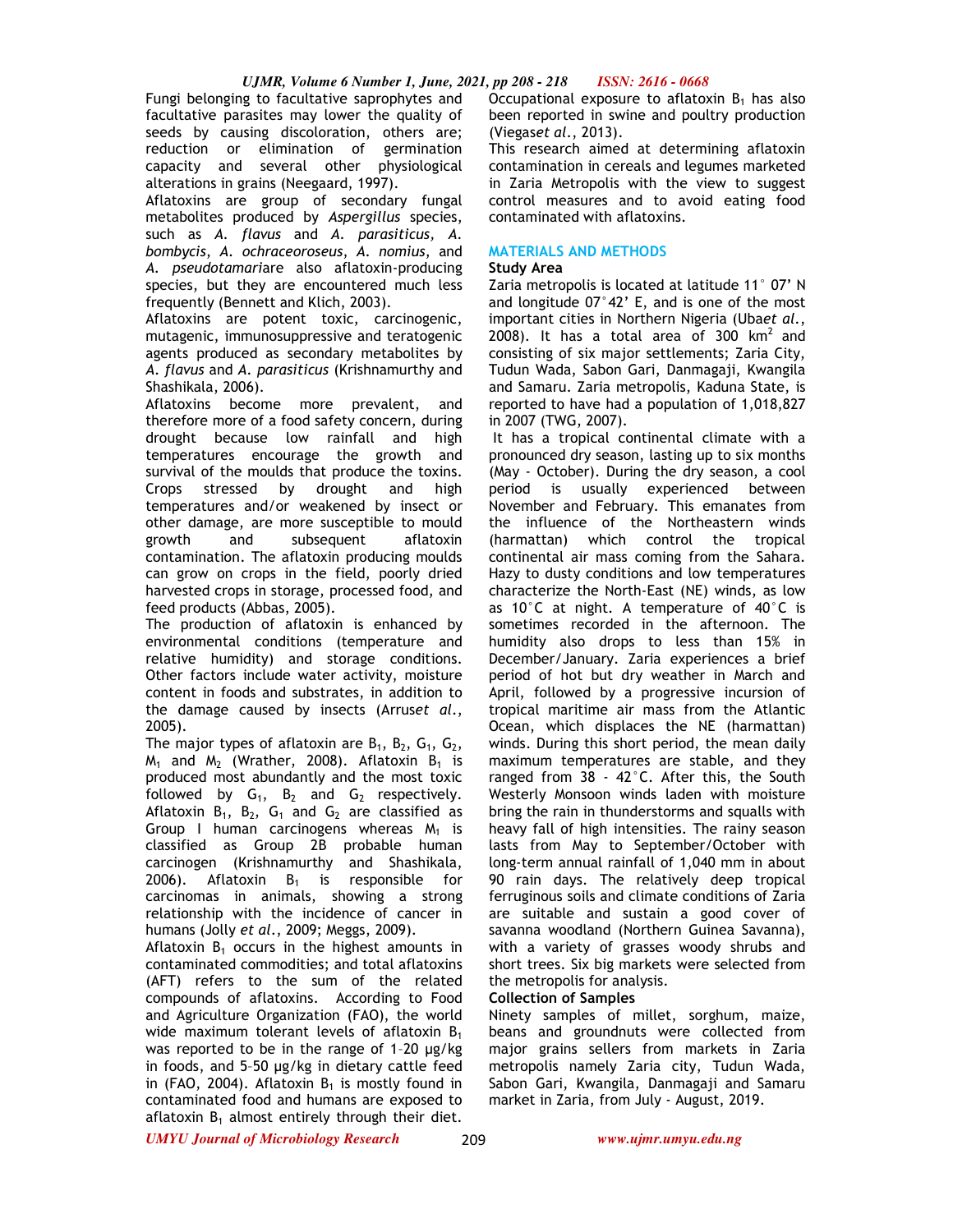Fungi belonging to facultative saprophytes and facultative parasites may lower the quality of seeds by causing discoloration, others are; reduction or elimination of germination capacity and several other physiological alterations in grains (Neegaard, 1997).

Aflatoxins are group of secondary fungal metabolites produced by *Aspergillus* species, such as *A. flavus* and *A. parasiticus, A. bombycis, A. ochraceoroseus, A. nomius*, and *A. pseudotamari*are also aflatoxin-producing species, but they are encountered much less frequently (Bennett and Klich, 2003).

Aflatoxins are potent toxic, carcinogenic, mutagenic, immunosuppressive and teratogenic agents produced as secondary metabolites by *A. flavus* and *A. parasiticus* (Krishnamurthy and Shashikala, 2006).

Aflatoxins become more prevalent, and therefore more of a food safety concern, during drought because low rainfall and high temperatures encourage the growth and survival of the moulds that produce the toxins. Crops stressed by drought and high temperatures and/or weakened by insect or other damage, are more susceptible to mould growth and subsequent aflatoxin contamination. The aflatoxin producing moulds can grow on crops in the field, poorly dried harvested crops in storage, processed food, and feed products (Abbas, 2005).

The production of aflatoxin is enhanced by environmental conditions (temperature and relative humidity) and storage conditions. Other factors include water activity, moisture content in foods and substrates, in addition to the damage caused by insects (Arrus*et al*., 2005).

The major types of aflatoxin are $B_1$, $B_2$, $G_1$, $G_2$, $M_1$ and $M_2$ (Wrather, 2008). Aflatoxin $B_1$ is produced most abundantly and the most toxic followed by $G_1$, $B_2$ and $G_2$ respectively. Aflatoxin $B_1$, $B_2$, $G_1$ and $G_2$ are classified as Group I human carcinogens whereas $M_1$ is classified as Group 2B probable human carcinogen (Krishnamurthy and Shashikala, 2006). Aflatoxin $B_1$ is responsible for carcinomas in animals, showing a strong relationship with the incidence of cancer in humans (Jolly *et al*., 2009; Meggs, 2009).

Aflatoxin $B_1$ occurs in the highest amounts in contaminated commodities; and total aflatoxins (AFT) refers to the sum of the related compounds of aflatoxins. According to Food and Agriculture Organization (FAO), the world wide maximum tolerant levels of aflatoxin $B_1$ was reported to be in the range of 1–20 µg/kg in foods, and 5–50 µg/kg in dietary cattle feed in (FAO, 2004). Aflatoxin $B_1$ is mostly found in contaminated food and humans are exposed to aflatoxin $B_1$ almost entirely through their diet. Occupational exposure to aflatoxin $B_1$ has also been reported in swine and poultry production (Viegas*et al*., 2013).

This research aimed at determining aflatoxin contamination in cereals and legumes marketed in Zaria Metropolis with the view to suggest control measures and to avoid eating food contaminated with aflatoxins.

## MATERIALS AND METHODS

### Study Area

Zaria metropolis is located at latitude 11° 07' N and longitude 07°42' E, and is one of the most important cities in Northern Nigeria (Uba*et al*., 2008). It has a total area of 300 km$^2$ and consisting of six major settlements; Zaria City, Tudun Wada, Sabon Gari, Danmagaji, Kwangila and Samaru. Zaria metropolis, Kaduna State, is reported to have had a population of 1,018,827 in 2007 (TWG, 2007).

It has a tropical continental climate with a pronounced dry season, lasting up to six months (May - October). During the dry season, a cool period is usually experienced between November and February. This emanates from the influence of the Northeastern winds (harmattan) which control the tropical continental air mass coming from the Sahara. Hazy to dusty conditions and low temperatures characterize the North-East (NE) winds, as low as 10°C at night. A temperature of 40°C is sometimes recorded in the afternoon. The humidity also drops to less than 15% in December/January. Zaria experiences a brief period of hot but dry weather in March and April, followed by a progressive incursion of tropical maritime air mass from the Atlantic Ocean, which displaces the NE (harmattan) winds. During this short period, the mean daily maximum temperatures are stable, and they ranged from 38 - 42°C. After this, the South Westerly Monsoon winds laden with moisture bring the rain in thunderstorms and squalls with heavy fall of high intensities. The rainy season lasts from May to September/October with long-term annual rainfall of 1,040 mm in about 90 rain days. The relatively deep tropical ferruginous soils and climate conditions of Zaria are suitable and sustain a good cover of savanna woodland (Northern Guinea Savanna), with a variety of grasses woody shrubs and short trees. Six big markets were selected from the metropolis for analysis.

### Collection of Samples

Ninety samples of millet, sorghum, maize, beans and groundnuts were collected from major grains sellers from markets in Zaria metropolis namely Zaria city, Tudun Wada, Sabon Gari, Kwangila, Danmagaji and Samaru market in Zaria, from July - August, 2019.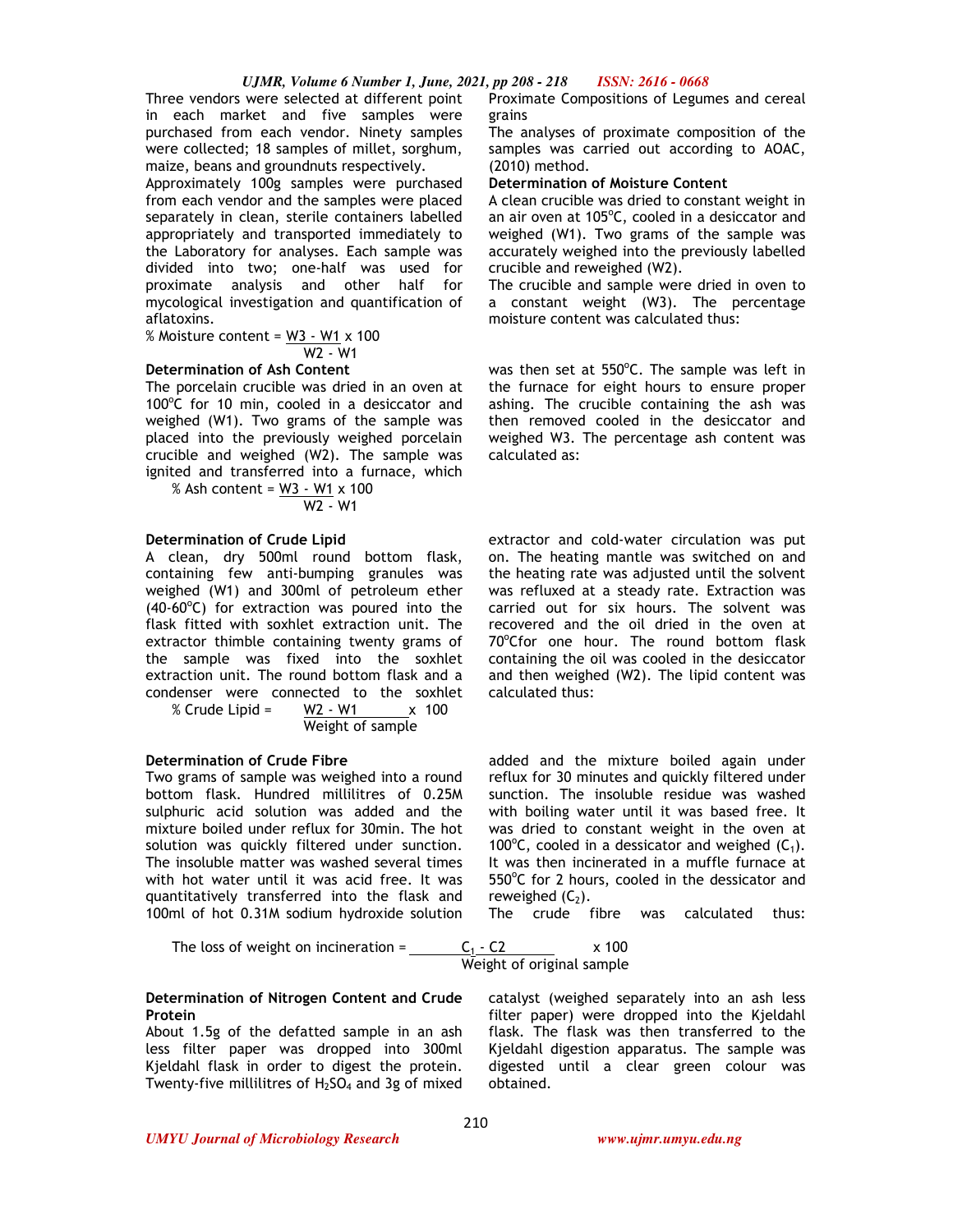Three vendors were selected at different point in each market and five samples were purchased from each vendor. Ninety samples were collected; 18 samples of millet, sorghum, maize, beans and groundnuts respectively.

Approximately 100g samples were purchased from each vendor and the samples were placed separately in clean, sterile containers labelled appropriately and transported immediately to the Laboratory for analyses. Each sample was divided into two; one-half was used for proximate analysis and other half for mycological investigation and quantification of aflatoxins.

Proximate Compositions of Legumes and cereal grains

The analyses of proximate composition of the samples was carried out according to AOAC, (2010) method.

**Determination of Moisture Content**

A clean crucible was dried to constant weight in an air oven at 105°C, cooled in a desiccator and weighed (W1). Two grams of the sample was accurately weighed into the previously labelled crucible and reweighed (W2).

The crucible and sample were dried in oven to a constant weight (W3). The percentage moisture content was calculated thus:

$$\% \text{ Moisture content} = \frac{W3 - W1}{W2 - W1} \times 100$$

**Determination of Ash Content**

The porcelain crucible was dried in an oven at 100°C for 10 min, cooled in a desiccator and weighed (W1). Two grams of the sample was placed into the previously weighed porcelain crucible and weighed (W2). The sample was ignited and transferred into a furnace, which was then set at 550°C. The sample was left in the furnace for eight hours to ensure proper ashing. The crucible containing the ash was then removed cooled in the desiccator and weighed W3. The percentage ash content was calculated as:

$$\% \text{ Ash content} = \frac{W3 - W1}{W2 - W1} \times 100$$

**Determination of Crude Lipid**

A clean, dry 500ml round bottom flask, containing few anti-bumping granules was weighed (W1) and 300ml of petroleum ether (40-60°C) for extraction was poured into the flask fitted with soxhlet extraction unit. The extractor thimble containing twenty grams of the sample was fixed into the soxhlet extraction unit. The round bottom flask and a condenser were connected to the soxhlet extractor and cold-water circulation was put on. The heating mantle was switched on and the heating rate was adjusted until the solvent was refluxed at a steady rate. Extraction was carried out for six hours. The solvent was recovered and the oil dried in the oven at 70°Cfor one hour. The round bottom flask containing the oil was cooled in the desiccator and then weighed (W2). The lipid content was calculated thus:

$$\% \text{ Crude Lipid} = \frac{W2 - W1}{\text{Weight of sample}} \times 100$$

**Determination of Crude Fibre**

Two grams of sample was weighed into a round bottom flask. Hundred millilitres of 0.25M sulphuric acid solution was added and the mixture boiled under reflux for 30min. The hot solution was quickly filtered under sunction. The insoluble matter was washed several times with hot water until it was acid free. It was quantitatively transferred into the flask and 100ml of hot 0.31M sodium hydroxide solution added and the mixture boiled again under reflux for 30 minutes and quickly filtered under sunction. The insoluble residue was washed with boiling water until it was based free. It was dried to constant weight in the oven at 100°C, cooled in a dessicator and weighed ($C_1$). It was then incinerated in a muffle furnace at 550°C for 2 hours, cooled in the dessicator and reweighed ($C_2$).

The crude fibre was calculated thus:

$$\text{The loss of weight on incineration} = \frac{C_1 - C2}{\text{Weight of original sample}} \times 100$$

**Determination of Nitrogen Content and Crude Protein**

About 1.5g of the defatted sample in an ash less filter paper was dropped into 300ml Kjeldahl flask in order to digest the protein. Twenty-five millilitres of $H_2SO_4$ and 3g of mixed catalyst (weighed separately into an ash less filter paper) were dropped into the Kjeldahl flask. The flask was then transferred to the Kjeldahl digestion apparatus. The sample was digested until a clear green colour was obtained.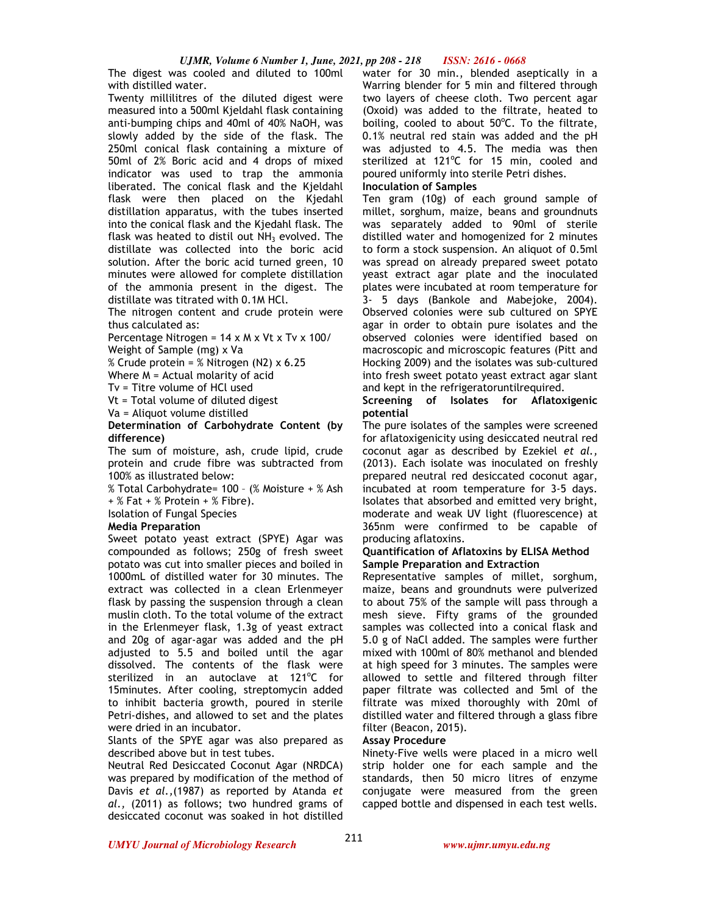The digest was cooled and diluted to 100ml with distilled water.

Twenty millilitres of the diluted digest were measured into a 500ml Kjeldahl flask containing anti-bumping chips and 40ml of 40% NaOH, was slowly added by the side of the flask. The 250ml conical flask containing a mixture of 50ml of 2% Boric acid and 4 drops of mixed indicator was used to trap the ammonia liberated. The conical flask and the Kjeldahl flask were then placed on the Kjedahl distillation apparatus, with the tubes inserted into the conical flask and the Kjedahl flask. The flask was heated to distil out $NH_3$ evolved. The distillate was collected into the boric acid solution. After the boric acid turned green, 10 minutes were allowed for complete distillation of the ammonia present in the digest. The distillate was titrated with 0.1M HCl.

The nitrogen content and crude protein were thus calculated as:

Percentage Nitrogen = 14 x M x Vt x Tv x 100/ Weight of Sample (mg) x Va

% Crude protein = % Nitrogen ($N_2$) x 6.25

Where M = Actual molarity of acid

Tv = Titre volume of HCl used

Vt = Total volume of diluted digest

Va = Aliquot volume distilled

**Determination of Carbohydrate Content (by difference)**

The sum of moisture, ash, crude lipid, crude protein and crude fibre was subtracted from 100% as illustrated below:

% Total Carbohydrate= 100 – (% Moisture + % Ash + % Fat + % Protein + % Fibre).

Isolation of Fungal Species

**Media Preparation**

Sweet potato yeast extract (SPYE) Agar was compounded as follows; 250g of fresh sweet potato was cut into smaller pieces and boiled in 1000mL of distilled water for 30 minutes. The extract was collected in a clean Erlenmeyer flask by passing the suspension through a clean muslin cloth. To the total volume of the extract in the Erlenmeyer flask, 1.3g of yeast extract and 20g of agar-agar was added and the pH adjusted to 5.5 and boiled until the agar dissolved. The contents of the flask were sterilized in an autoclave at 121°C for 15minutes. After cooling, streptomycin added to inhibit bacteria growth, poured in sterile Petri-dishes, and allowed to set and the plates were dried in an incubator.

Slants of the SPYE agar was also prepared as described above but in test tubes.

Neutral Red Desiccated Coconut Agar (NRDCA) was prepared by modification of the method of Davis *et al.*,(1987) as reported by Atanda *et al.,* (2011) as follows; two hundred grams of desiccated coconut was soaked in hot distilled water for 30 min., blended aseptically in a Warring blender for 5 min and filtered through two layers of cheese cloth. Two percent agar (Oxoid) was added to the filtrate, heated to boiling, cooled to about 50°C. To the filtrate, 0.1% neutral red stain was added and the pH was adjusted to 4.5. The media was then sterilized at 121°C for 15 min, cooled and poured uniformly into sterile Petri dishes.

**Inoculation of Samples**

Ten gram (10g) of each ground sample of millet, sorghum, maize, beans and groundnuts was separately added to 90ml of sterile distilled water and homogenized for 2 minutes to form a stock suspension. An aliquot of 0.5ml was spread on already prepared sweet potato yeast extract agar plate and the inoculated plates were incubated at room temperature for 3- 5 days (Bankole and Mabejoke, 2004). Observed colonies were sub cultured on SPYE agar in order to obtain pure isolates and the observed colonies were identified based on macroscopic and microscopic features (Pitt and Hocking 2009) and the isolates was sub-cultured into fresh sweet potato yeast extract agar slant and kept in the refrigeratoruntilrequired.

**Screening of Isolates for Aflatoxigenic potential**

The pure isolates of the samples were screened for aflatoxigenicity using desiccated neutral red coconut agar as described by Ezekiel *et al.,* (2013). Each isolate was inoculated on freshly prepared neutral red desiccated coconut agar, incubated at room temperature for 3-5 days. Isolates that absorbed and emitted very bright, moderate and weak UV light (fluorescence) at 365nm were confirmed to be capable of producing aflatoxins.

**Quantification of Aflatoxins by ELISA Method**

**Sample Preparation and Extraction**

Representative samples of millet, sorghum, maize, beans and groundnuts were pulverized to about 75% of the sample will pass through a mesh sieve. Fifty grams of the grounded samples was collected into a conical flask and 5.0 g of NaCl added. The samples were further mixed with 100ml of 80% methanol and blended at high speed for 3 minutes. The samples were allowed to settle and filtered through filter paper filtrate was collected and 5ml of the filtrate was mixed thoroughly with 20ml of distilled water and filtered through a glass fibre filter (Beacon, 2015).

**Assay Procedure**

Ninety-Five wells were placed in a micro well strip holder one for each sample and the standards, then 50 micro litres of enzyme conjugate were measured from the green capped bottle and dispensed in each test wells.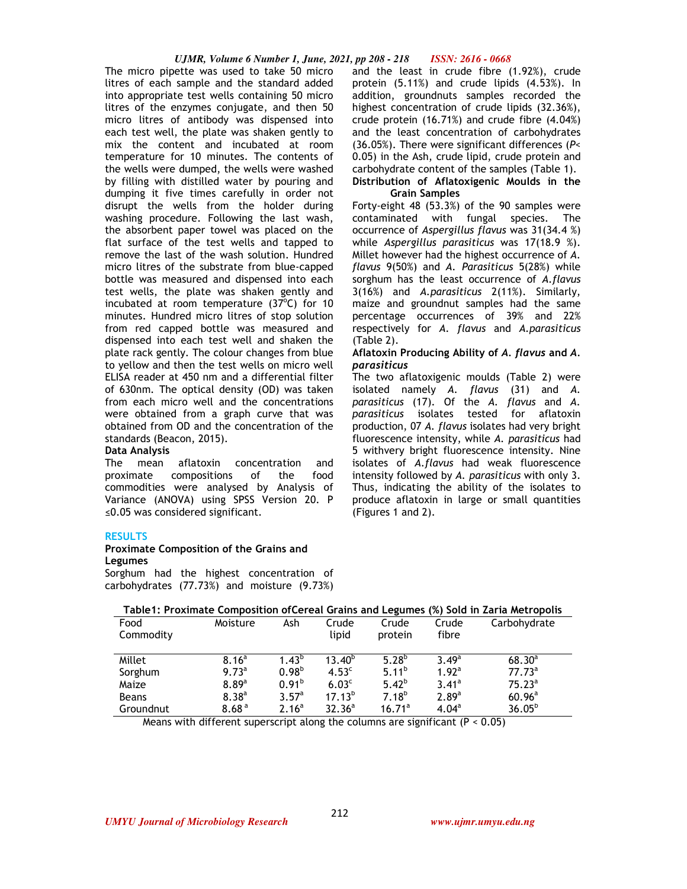The micro pipette was used to take 50 micro litres of each sample and the standard added into appropriate test wells containing 50 micro litres of the enzymes conjugate, and then 50 micro litres of antibody was dispensed into each test well, the plate was shaken gently to mix the content and incubated at room temperature for 10 minutes. The contents of the wells were dumped, the wells were washed by filling with distilled water by pouring and dumping it five times carefully in order not disrupt the wells from the holder during washing procedure. Following the last wash, the absorbent paper towel was placed on the flat surface of the test wells and tapped to remove the last of the wash solution. Hundred micro litres of the substrate from blue-capped bottle was measured and dispensed into each test wells, the plate was shaken gently and incubated at room temperature (37°C) for 10 minutes. Hundred micro litres of stop solution from red capped bottle was measured and dispensed into each test well and shaken the plate rack gently. The colour changes from blue to yellow and then the test wells on micro well ELISA reader at 450 nm and a differential filter of 630nm. The optical density (OD) was taken from each micro well and the concentrations were obtained from a graph curve that was obtained from OD and the concentration of the standards (Beacon, 2015).

**Data Analysis**

The mean aflatoxin concentration and proximate compositions of the food commodities were analysed by Analysis of Variance (ANOVA) using SPSS Version 20. P ≤0.05 was considered significant.

## RESULTS

**Proximate Composition of the Grains and Legumes**

Sorghum had the highest concentration of carbohydrates (77.73%) and moisture (9.73%) and the least in crude fibre (1.92%), crude protein (5.11%) and crude lipids (4.53%). In addition, groundnuts samples recorded the highest concentration of crude lipids (32.36%), crude protein (16.71%) and crude fibre (4.04%) and the least concentration of carbohydrates (36.05%). There were significant differences (*P*< 0.05) in the Ash, crude lipid, crude protein and carbohydrate content of the samples (Table 1).

**Distribution of Aflatoxigenic Moulds in the Grain Samples**

Forty-eight 48 (53.3%) of the 90 samples were contaminated with fungal species. The occurrence of *Aspergillus flavus* was 31(34.4 %) while *Aspergillus parasiticus* was 17(18.9 %). Millet however had the highest occurrence of *A. flavus* 9(50%) and *A. Parasiticus* 5(28%) while sorghum has the least occurrence of *A.flavus* 3(16%) and *A.parasiticus* 2(11%). Similarly, maize and groundnut samples had the same percentage occurrences of 39% and 22% respectively for *A. flavus* and *A.parasiticus* (Table 2).

**Aflatoxin Producing Ability of *A. flavus* and *A. parasiticus***

The two aflatoxigenic moulds (Table 2) were isolated namely *A. flavus* (31) and *A. parasiticus* (17). Of the *A. flavus* and *A. parasiticus* isolates tested for aflatoxin production, 07 *A. flavus* isolates had very bright fluorescence intensity, while *A. parasiticus* had 5 withvery bright fluorescence intensity. Nine isolates of *A.flavus* had weak fluorescence intensity followed by *A. parasiticus* with only 3. Thus, indicating the ability of the isolates to produce aflatoxin in large or small quantities (Figures 1 and 2).

**Table1: Proximate Composition ofCereal Grains and Legumes (%) Sold in Zaria Metropolis**

| Food Commodity | Moisture | Ash | Crude lipid | Crude protein | Crude fibre | Carbohydrate |
|---|---|---|---|---|---|---|
| Millet | 8.16[a] | 1.43[b] | 13.40[b] | 5.28[b] | 3.49[a] | 68.30[a] |
| Sorghum | 9.73[a] | 0.98[b] | 4.53[c] | 5.11[b] | 1.92[a] | 77.73[a] |
| Maize | 8.89[a] | 0.91[b] | 6.03[c] | 5.42[b] | 3.41[a] | 75.23[a] |
| Beans | 8.38[a] | 3.57[a] | 17.13[b] | 7.18[b] | 2.89[a] | 60.96[a] |
| Groundnut | 8.68[a] | 2.16[a] | 32.36[a] | 16.71[a] | 4.04[a] | 36.05[b] |

Means with different superscript along the columns are significant (P < 0.05)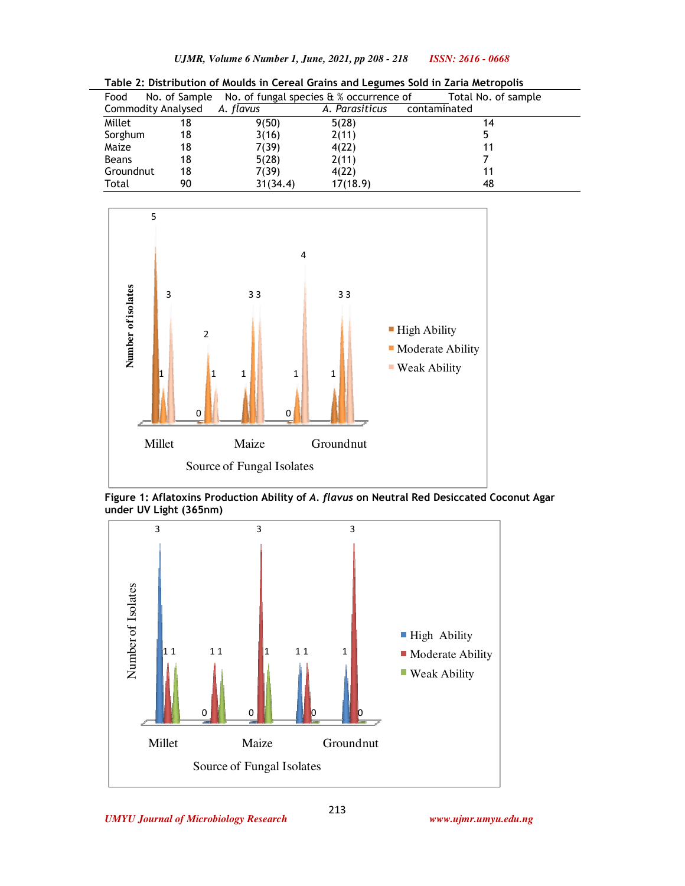**Table 2: Distribution of Moulds in Cereal Grains and Legumes Sold in Zaria Metropolis**

| Food Commodity Analysed | No. of Sample | No. of fungal species & % occurrence of *A. flavus* | *A. Parasiticus* | Total No. of sample contaminated |
|---|---|---|---|---|
| Millet | 18 | 9(50) | 5(28) | 14 |
| Sorghum | 18 | 3(16) | 2(11) | 5 |
| Maize | 18 | 7(39) | 4(22) | 11 |
| Beans | 18 | 5(28) | 2(11) | 7 |
| Groundnut | 18 | 7(39) | 4(22) | 11 |
| Total | 90 | 31(34.4) | 17(18.9) | 48 |

**Figure 1: Aflatoxins Production Ability of *A. flavus* on Neutral Red Desiccated Coconut Agar under UV Light (365nm)**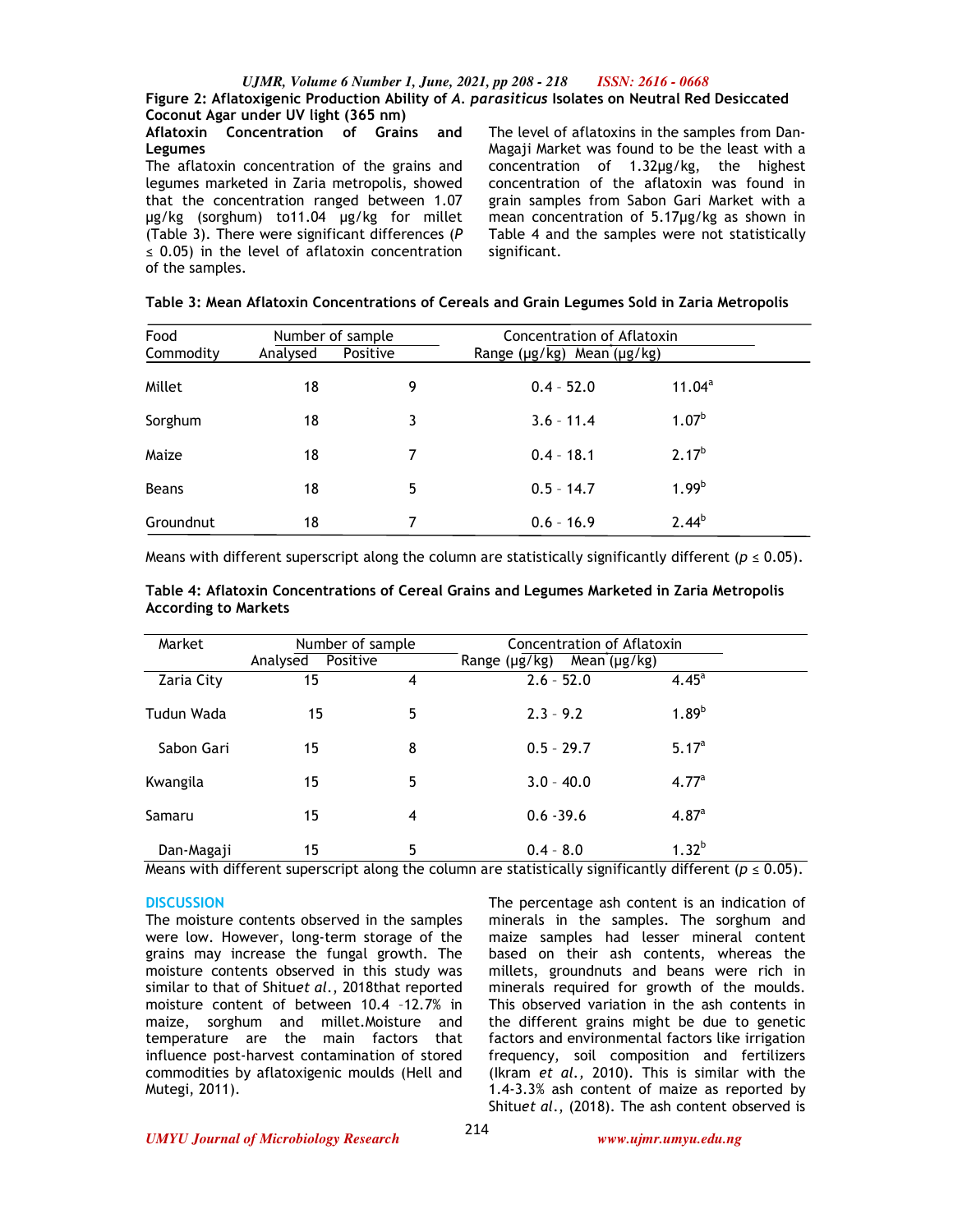**Figure 2: Aflatoxigenic Production Ability of *A. parasiticus* Isolates on Neutral Red Desiccated Coconut Agar under UV light (365 nm)**

**Aflatoxin Concentration of Grains and Legumes**

The aflatoxin concentration of the grains and legumes marketed in Zaria metropolis, showed that the concentration ranged between 1.07 μg/kg (sorghum) to11.04 μg/kg for millet (Table 3). There were significant differences ($P \leq 0.05$) in the level of aflatoxin concentration of the samples.

The level of aflatoxins in the samples from Dan-Magaji Market was found to be the least with a concentration of 1.32μg/kg, the highest concentration of the aflatoxin was found in grain samples from Sabon Gari Market with a mean concentration of 5.17μg/kg as shown in Table 4 and the samples were not statistically significant.

**Table 3: Mean Aflatoxin Concentrations of Cereals and Grain Legumes Sold in Zaria Metropolis**

| Food Commodity | Number of sample | | Concentration of Aflatoxin | |
|---|---|---|---|---|
| | Analysed | Positive | Range (μg/kg) | Mean (μg/kg) |
| Millet | 18 | 9 | 0.4 - 52.0 | 11.04[a] |
| Sorghum | 18 | 3 | 3.6 - 11.4 | 1.07[b] |
| Maize | 18 | 7 | 0.4 - 18.1 | 2.17[b] |
| Beans | 18 | 5 | 0.5 - 14.7 | 1.99[b] |
| Groundnut | 18 | 7 | 0.6 - 16.9 | 2.44[b] |

Means with different superscript along the column are statistically significantly different ($p \leq 0.05$).

**Table 4: Aflatoxin Concentrations of Cereal Grains and Legumes Marketed in Zaria Metropolis According to Markets**

| Market | Number of sample | | Concentration of Aflatoxin | |
|---|---|---|---|---|
| | Analysed | Positive | Range (μg/kg) | Mean (μg/kg) |
| Zaria City | 15 | 4 | 2.6 - 52.0 | 4.45[a] |
| Tudun Wada | 15 | 5 | 2.3 - 9.2 | 1.89[b] |
| Sabon Gari | 15 | 8 | 0.5 - 29.7 | 5.17[a] |
| Kwangila | 15 | 5 | 3.0 - 40.0 | 4.77[a] |
| Samaru | 15 | 4 | 0.6 -39.6 | 4.87[a] |
| Dan-Magaji | 15 | 5 | 0.4 - 8.0 | 1.32[b] |

Means with different superscript along the column are statistically significantly different ($p \leq 0.05$).

## DISCUSSION

The moisture contents observed in the samples were low. However, long-term storage of the grains may increase the fungal growth. The moisture contents observed in this study was similar to that of Shitu*et al.,* 2018that reported moisture content of between 10.4 –12.7% in maize, sorghum and millet.Moisture and temperature are the main factors that influence post-harvest contamination of stored commodities by aflatoxigenic moulds (Hell and Mutegi, 2011).

The percentage ash content is an indication of minerals in the samples. The sorghum and maize samples had lesser mineral content based on their ash contents, whereas the millets, groundnuts and beans were rich in minerals required for growth of the moulds. This observed variation in the ash contents in the different grains might be due to genetic factors and environmental factors like irrigation frequency, soil composition and fertilizers (Ikram *et al.,* 2010). This is similar with the 1.4-3.3% ash content of maize as reported by Shitu*et al.,* (2018). The ash content observed is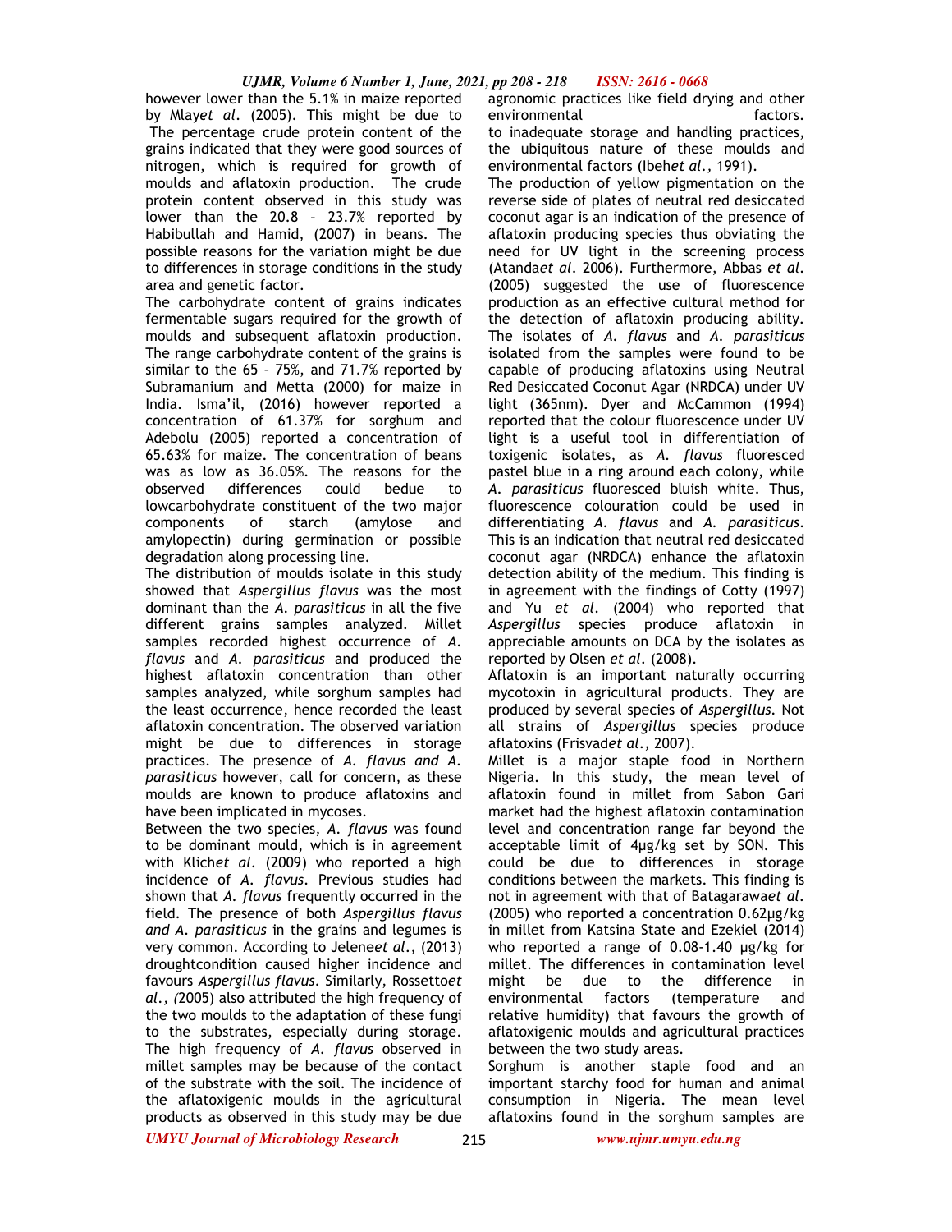however lower than the 5.1% in maize reported by Mlay*et al*. (2005). This might be due to The percentage crude protein content of the grains indicated that they were good sources of nitrogen, which is required for growth of moulds and aflatoxin production. The crude protein content observed in this study was lower than the 20.8 – 23.7% reported by Habibullah and Hamid, (2007) in beans. The possible reasons for the variation might be due to differences in storage conditions in the study area and genetic factor.

The carbohydrate content of grains indicates fermentable sugars required for the growth of moulds and subsequent aflatoxin production. The range carbohydrate content of the grains is similar to the 65 – 75%, and 71.7% reported by Subramanium and Metta (2000) for maize in India. Isma'il, (2016) however reported a concentration of 61.37% for sorghum and Adebolu (2005) reported a concentration of 65.63% for maize. The concentration of beans was as low as 36.05%. The reasons for the observed differences could bedue to lowcarbohydrate constituent of the two major components of starch (amylose and amylopectin) during germination or possible degradation along processing line.

The distribution of moulds isolate in this study showed that *Aspergillus flavus* was the most dominant than the *A. parasiticus* in all the five different grains samples analyzed. Millet samples recorded highest occurrence of *A. flavus* and *A. parasiticus* and produced the highest aflatoxin concentration than other samples analyzed, while sorghum samples had the least occurrence, hence recorded the least aflatoxin concentration. The observed variation might be due to differences in storage practices. The presence of *A. flavus and A. parasiticus* however, call for concern, as these moulds are known to produce aflatoxins and have been implicated in mycoses.

Between the two species, *A. flavus* was found to be dominant mould, which is in agreement with Klich*et al*. (2009) who reported a high incidence of *A. flavus*. Previous studies had shown that *A. flavus* frequently occurred in the field. The presence of both *Aspergillus flavus and A. parasiticus* in the grains and legumes is very common. According to Jelene*et al*., (2013) droughtcondition caused higher incidence and favours *Aspergillus flavus*. Similarly, Rossetto*et al*., *(*2005) also attributed the high frequency of the two moulds to the adaptation of these fungi to the substrates, especially during storage. The high frequency of *A. flavus* observed in millet samples may be because of the contact of the substrate with the soil. The incidence of the aflatoxigenic moulds in the agricultural products as observed in this study may be due agronomic practices like field drying and other environmental factors. to inadequate storage and handling practices, the ubiquitous nature of these moulds and environmental factors (Ibeh*et al*., 1991).

The production of yellow pigmentation on the reverse side of plates of neutral red desiccated coconut agar is an indication of the presence of aflatoxin producing species thus obviating the need for UV light in the screening process (Atanda*et al*. 2006). Furthermore, Abbas *et al*. (2005) suggested the use of fluorescence production as an effective cultural method for the detection of aflatoxin producing ability. The isolates of *A. flavus* and *A. parasiticus* isolated from the samples were found to be capable of producing aflatoxins using Neutral Red Desiccated Coconut Agar (NRDCA) under UV light (365nm). Dyer and McCammon (1994) reported that the colour fluorescence under UV light is a useful tool in differentiation of toxigenic isolates, as *A. flavus* fluoresced pastel blue in a ring around each colony, while *A. parasiticus* fluoresced bluish white. Thus, fluorescence colouration could be used in differentiating *A. flavus* and *A. parasiticus*. This is an indication that neutral red desiccated coconut agar (NRDCA) enhance the aflatoxin detection ability of the medium. This finding is in agreement with the findings of Cotty (1997) and Yu *et al*. (2004) who reported that *Aspergillus* species produce aflatoxin in appreciable amounts on DCA by the isolates as reported by Olsen *et al*. (2008).

Aflatoxin is an important naturally occurring mycotoxin in agricultural products. They are produced by several species of *Aspergillus*. Not all strains of *Aspergillus* species produce aflatoxins (Frisvad*et al*., 2007).

Millet is a major staple food in Northern Nigeria. In this study, the mean level of aflatoxin found in millet from Sabon Gari market had the highest aflatoxin contamination level and concentration range far beyond the acceptable limit of 4µg/kg set by SON. This could be due to differences in storage conditions between the markets. This finding is not in agreement with that of Batagarawa*et al*. (2005) who reported a concentration 0.62µg/kg in millet from Katsina State and Ezekiel (2014) who reported a range of 0.08-1.40 µg/kg for millet. The differences in contamination level might be due to the difference in environmental factors (temperature and relative humidity) that favours the growth of aflatoxigenic moulds and agricultural practices between the two study areas.

Sorghum is another staple food and an important starchy food for human and animal consumption in Nigeria. The mean level aflatoxins found in the sorghum samples are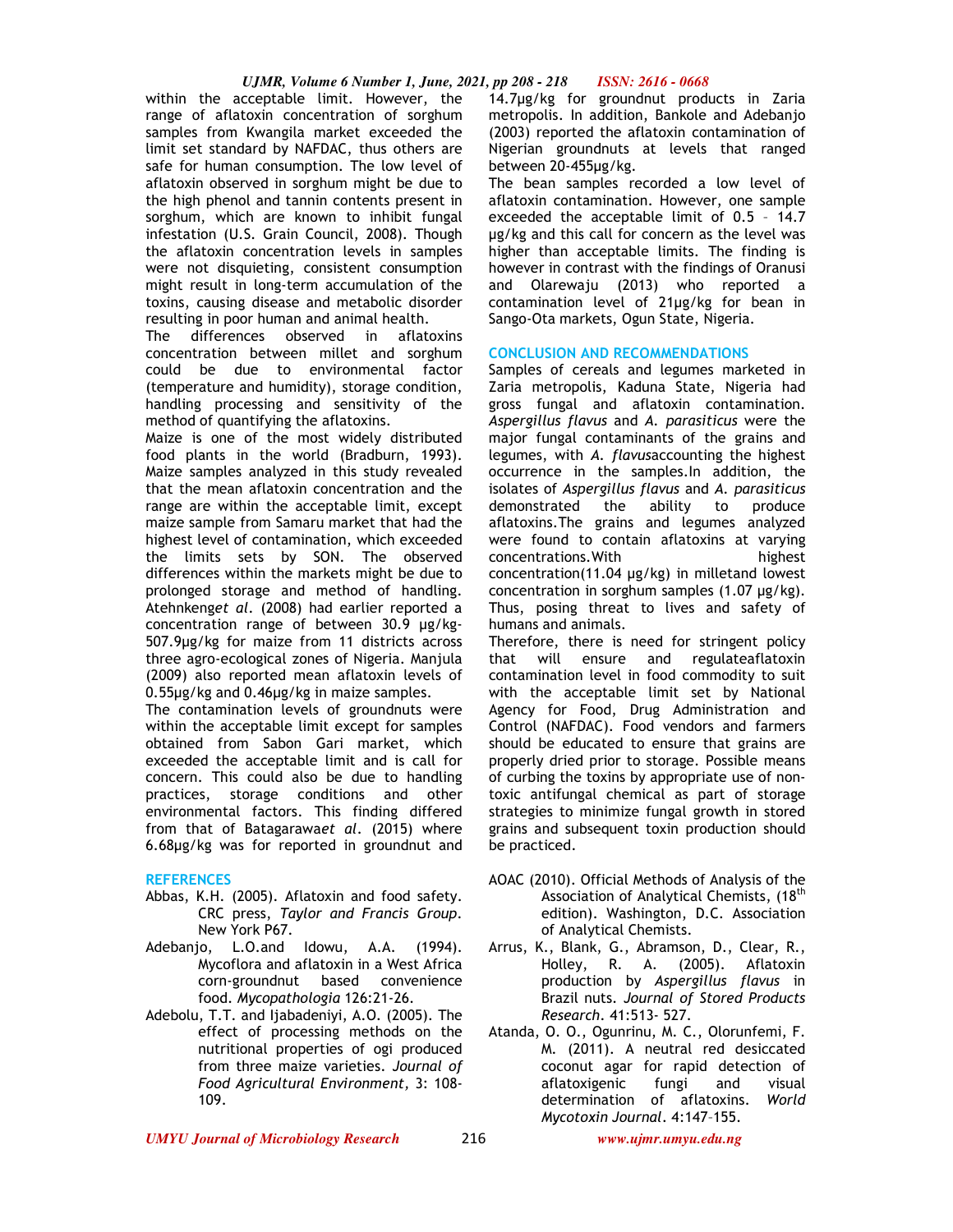within the acceptable limit. However, the range of aflatoxin concentration of sorghum samples from Kwangila market exceeded the limit set standard by NAFDAC, thus others are safe for human consumption. The low level of aflatoxin observed in sorghum might be due to the high phenol and tannin contents present in sorghum, which are known to inhibit fungal infestation (U.S. Grain Council, 2008). Though the aflatoxin concentration levels in samples were not disquieting, consistent consumption might result in long-term accumulation of the toxins, causing disease and metabolic disorder resulting in poor human and animal health.

The differences observed in aflatoxins concentration between millet and sorghum could be due to environmental factor (temperature and humidity), storage condition, handling processing and sensitivity of the method of quantifying the aflatoxins.

Maize is one of the most widely distributed food plants in the world (Bradburn, 1993). Maize samples analyzed in this study revealed that the mean aflatoxin concentration and the range are within the acceptable limit, except maize sample from Samaru market that had the highest level of contamination, which exceeded the limits sets by SON. The observed differences within the markets might be due to prolonged storage and method of handling. Atehnkeng*et al*. (2008) had earlier reported a concentration range of between 30.9 µg/kg-507.9µg/kg for maize from 11 districts across three agro-ecological zones of Nigeria. Manjula (2009) also reported mean aflatoxin levels of 0.55µg/kg and 0.46µg/kg in maize samples.

The contamination levels of groundnuts were within the acceptable limit except for samples obtained from Sabon Gari market, which exceeded the acceptable limit and is call for concern. This could also be due to handling practices, storage conditions and other environmental factors. This finding differed from that of Batagarawa*et al*. (2015) where 6.68µg/kg was for reported in groundnut and 14.7µg/kg for groundnut products in Zaria metropolis. In addition, Bankole and Adebanjo (2003) reported the aflatoxin contamination of Nigerian groundnuts at levels that ranged between 20-455µg/kg.

The bean samples recorded a low level of aflatoxin contamination. However, one sample exceeded the acceptable limit of 0.5 – 14.7 µg/kg and this call for concern as the level was higher than acceptable limits. The finding is however in contrast with the findings of Oranusi and Olarewaju (2013) who reported a contamination level of 21µg/kg for bean in Sango-Ota markets, Ogun State, Nigeria.

## CONCLUSION AND RECOMMENDATIONS

Samples of cereals and legumes marketed in Zaria metropolis, Kaduna State, Nigeria had gross fungal and aflatoxin contamination. *Aspergillus flavus* and *A. parasiticus* were the major fungal contaminants of the grains and legumes, with *A. flavus*accounting the highest occurrence in the samples.In addition, the isolates of *Aspergillus flavus* and *A. parasiticus* demonstrated the ability to produce aflatoxins.The grains and legumes analyzed were found to contain aflatoxins at varying concentrations.With highest concentration(11.04 µg/kg) in milletand lowest concentration in sorghum samples (1.07 µg/kg). Thus, posing threat to lives and safety of humans and animals.

Therefore, there is need for stringent policy that will ensure and regulateaflatoxin contamination level in food commodity to suit with the acceptable limit set by National Agency for Food, Drug Administration and Control (NAFDAC). Food vendors and farmers should be educated to ensure that grains are properly dried prior to storage. Possible means of curbing the toxins by appropriate use of non-toxic antifungal chemical as part of storage strategies to minimize fungal growth in stored grains and subsequent toxin production should be practiced.

## REFERENCES

Abbas, K.H. (2005). Aflatoxin and food safety. CRC press, *Taylor and Francis Group*. New York P67.

Adebanjo, L.O.and Idowu, A.A. (1994). Mycoflora and aflatoxin in a West Africa corn-groundnut based convenience food. *Mycopathologia* 126:21-26.

Adebolu, T.T. and Ijabadeniyi, A.O. (2005). The effect of processing methods on the nutritional properties of ogi produced from three maize varieties. *Journal of Food Agricultural Environment,* 3: 108-109.

AOAC (2010). Official Methods of Analysis of the Association of Analytical Chemists, (18th edition). Washington, D.C. Association of Analytical Chemists.

Arrus, K., Blank, G., Abramson, D., Clear, R., Holley, R. A. (2005). Aflatoxin production by *Aspergillus flavus* in Brazil nuts. *Journal of Stored Products Research*. 41:513- 527.

Atanda, O. O., Ogunrinu, M. C., Olorunfemi, F. M. (2011). A neutral red desiccated coconut agar for rapid detection of aflatoxigenic fungi and visual determination of aflatoxins. *World Mycotoxin Journal*. 4:147–155.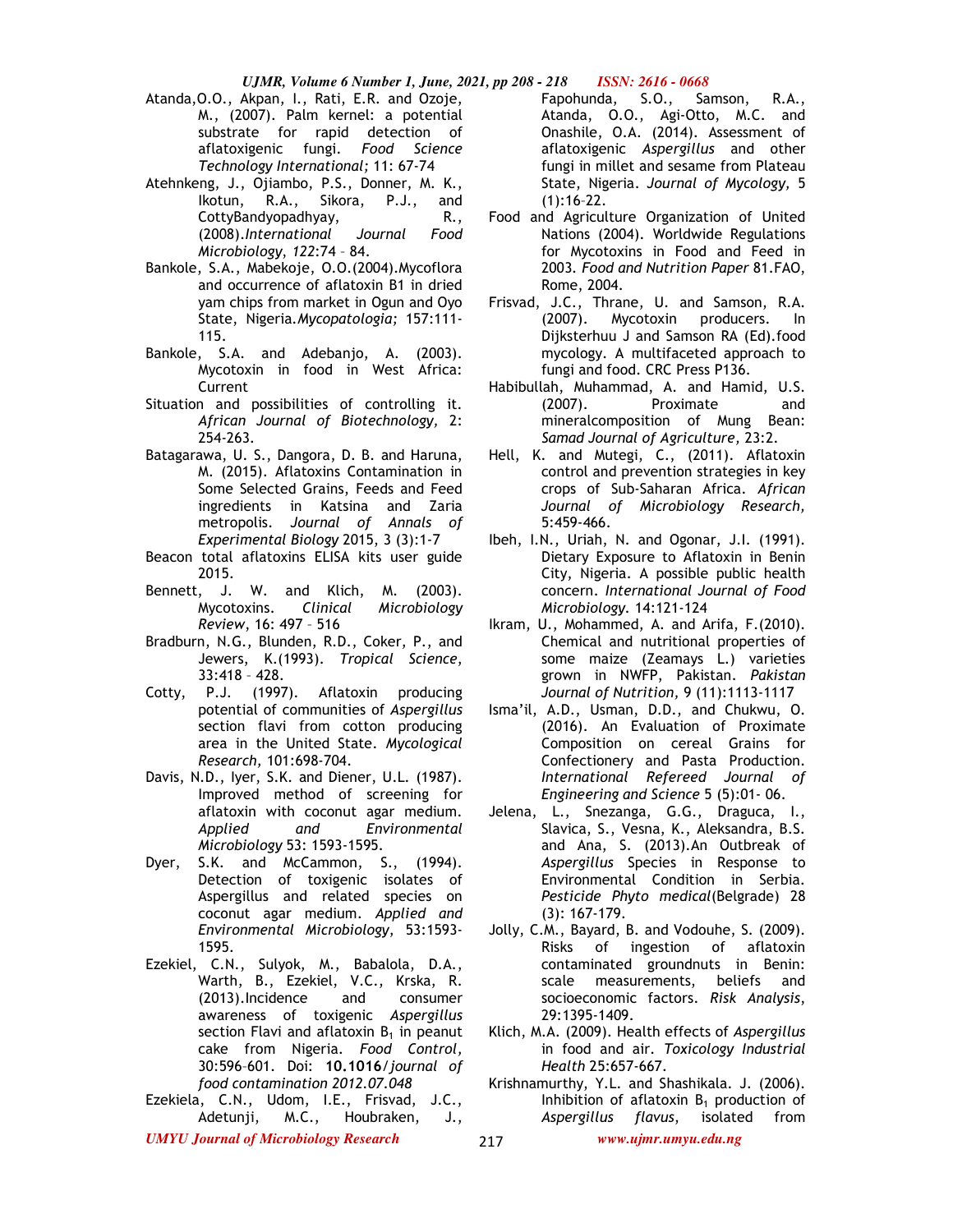Atanda,O.O., Akpan, I., Rati, E.R. and Ozoje, M., (2007). Palm kernel: a potential substrate for rapid detection of aflatoxigenic fungi. *Food Science Technology International*; 11: 67-74

Atehnkeng, J., Ojiambo, P.S., Donner, M. K., Ikotun, R.A., Sikora, P.J., and CottyBandyopadhyay, R., (2008).*International Journal Food Microbiology*, *122*:74 – 84.

Bankole, S.A., Mabekoje, O.O.(2004).Mycoflora and occurrence of aflatoxin B1 in dried yam chips from market in Ogun and Oyo State, Nigeria.*Mycopatologia;* 157:111-115.

Bankole, S.A. and Adebanjo, A. (2003). Mycotoxin in food in West Africa: Current Situation and possibilities of controlling it. *African Journal of Biotechnology,* 2: 254-263.

Batagarawa, U. S., Dangora, D. B. and Haruna, M. (2015). Aflatoxins Contamination in Some Selected Grains, Feeds and Feed ingredients in Katsina and Zaria metropolis. *Journal of Annals of Experimental Biology* 2015, 3 (3):1-7

Beacon total aflatoxins ELISA kits user guide 2015.

Bennett, J. W. and Klich, M. (2003). Mycotoxins. *Clinical Microbiology Review*, 16: 497 – 516

Bradburn, N.G., Blunden, R.D., Coker, P., and Jewers, K.(1993). *Tropical Science,* 33:418 – 428.

Cotty, P.J. (1997). Aflatoxin producing potential of communities of *Aspergillus* section flavi from cotton producing area in the United State. *Mycological Research,* 101:698-704.

Davis, N.D., Iyer, S.K. and Diener, U.L. (1987). Improved method of screening for aflatoxin with coconut agar medium. *Applied and Environmental Microbiology* 53: 1593-1595.

Dyer, S.K. and McCammon, S., (1994). Detection of toxigenic isolates of Aspergillus and related species on coconut agar medium. *Applied and Environmental Microbiology*, 53:1593-1595.

Ezekiel, C.N., Sulyok, M., Babalola, D.A., Warth, B., Ezekiel, V.C., Krska, R. (2013).Incidence and consumer awareness of toxigenic *Aspergillus* section Flavi and aflatoxin $B_1$ in peanut cake from Nigeria. *Food Control,* 30:596–601. Doi: **10.1016**/*journal of food contamination 2012.07.048*

Ezekiela, C.N., Udom, I.E., Frisvad, J.C., Adetunji, M.C., Houbraken, J., Fapohunda, S.O., Samson, R.A., Atanda, O.O., Agi-Otto, M.C. and Onashile, O.A. (2014). Assessment of aflatoxigenic *Aspergillus* and other fungi in millet and sesame from Plateau State, Nigeria. *Journal of Mycology,* 5 (1):16–22.

Food and Agriculture Organization of United Nations (2004). Worldwide Regulations for Mycotoxins in Food and Feed in 2003. *Food and Nutrition Paper* 81.FAO, Rome, 2004.

Frisvad, J.C., Thrane, U. and Samson, R.A. (2007). Mycotoxin producers. In Dijksterhuu J and Samson RA (Ed).food mycology. A multifaceted approach to fungi and food. CRC Press P136.

Habibullah, Muhammad, A. and Hamid, U.S. (2007). Proximate and mineralcomposition of Mung Bean: *Samad Journal of Agriculture,* 23:2.

Hell, K. and Mutegi, C., (2011). Aflatoxin control and prevention strategies in key crops of Sub-Saharan Africa. *African Journal of Microbiology Research,* 5:459-466.

Ibeh, I.N., Uriah, N. and Ogonar, J.I. (1991). Dietary Exposure to Aflatoxin in Benin City, Nigeria. A possible public health concern. *International Journal of Food Microbiology.* 14:121-124

Ikram, U., Mohammed, A. and Arifa, F.(2010). Chemical and nutritional properties of some maize (Zeamays L.) varieties grown in NWFP, Pakistan. *Pakistan Journal of Nutrition,* 9 (11):1113-1117

Isma'il, A.D., Usman, D.D., and Chukwu, O. (2016). An Evaluation of Proximate Composition on cereal Grains for Confectionery and Pasta Production. *International Refereed Journal of Engineering and Science* 5 (5):01- 06.

Jelena, L., Snezanga, G.G., Draguca, I., Slavica, S., Vesna, K., Aleksandra, B.S. and Ana, S. (2013).An Outbreak of *Aspergillus* Species in Response to Environmental Condition in Serbia. *Pesticide Phyto medical*(Belgrade) 28 (3): 167-179.

Jolly, C.M., Bayard, B. and Vodouhe, S. (2009). Risks of ingestion of aflatoxin contaminated groundnuts in Benin: scale measurements, beliefs and socioeconomic factors. *Risk Analysis*, 29:1395-1409.

Klich, M.A. (2009). Health effects of *Aspergillus* in food and air. *Toxicology Industrial Health* 25:657-667.

Krishnamurthy, Y.L. and Shashikala. J. (2006). Inhibition of aflatoxin $B_1$ production of *Aspergillus flavus,* isolated from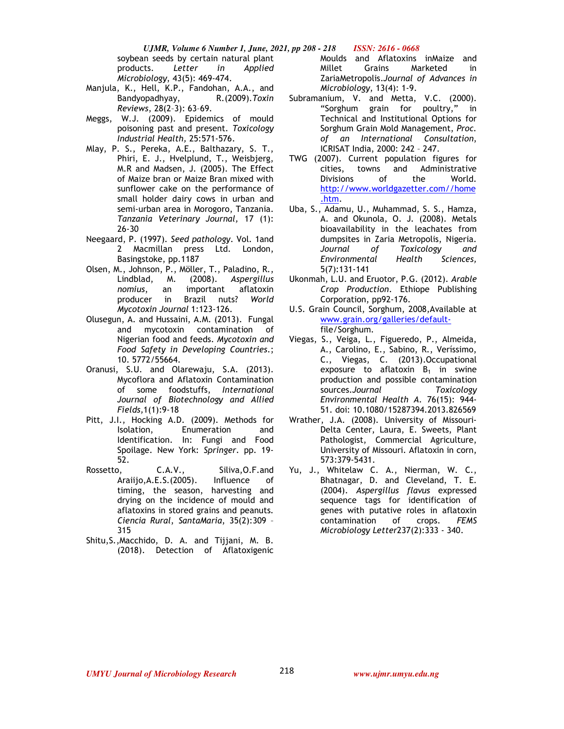soybean seeds by certain natural plant products. *Letter in Applied Microbiology*, 43(5): 469-474.

Manjula, K., Hell, K.P., Fandohan, A.A., and Bandyopadhyay, R.(2009).*Toxin Reviews*, 28(2–3): 63–69.

Meggs, W.J. (2009). Epidemics of mould poisoning past and present. *Toxicology Industrial Health,* 25:571-576.

Mlay, P. S., Pereka, A.E., Balthazary, S. T., Phiri, E. J., Hvelplund, T., Weisbjerg, M.R and Madsen, J. (2005). The Effect of Maize bran or Maize Bran mixed with sunflower cake on the performance of small holder dairy cows in urban and semi-urban area in Morogoro, Tanzania. *Tanzania Veterinary Journal,* 17 (1): 26-30

Neegaard, P. (1997). *Seed pathology*. Vol. 1and 2 Macmillan press Ltd. London, Basingstoke, pp.1187

Olsen, M., Johnson, P., Möller, T., Paladino, R., Lindblad, M. (2008). *Aspergillus nomius*, an important aflatoxin producer in Brazil nuts? *World Mycotoxin Journal* 1:123-126.

Olusegun, A. and Hussaini, A.M. (2013). Fungal and mycotoxin contamination of Nigerian food and feeds. *Mycotoxin and Food Safety in Developing Countries*.; 10. 5772/55664.

Oranusi, S.U. and Olarewaju, S.A. (2013). Mycoflora and Aflatoxin Contamination of some foodstuffs, *International Journal of Biotechnology and Allied Fields,*1(1):9-18

Pitt, J.I., Hocking A.D. (2009). Methods for Isolation, Enumeration and Identification. In: Fungi and Food Spoilage. New York: *Springer*. pp. 19-52.

Rossetto, C.A.V., Siliva,O.F.and Araiijo,A.E.S.(2005). Influence of timing, the season, harvesting and drying on the incidence of mould and aflatoxins in stored grains and peanuts. *Ciencia Rural*, *SantaMaria*, 35(2):309 – 315

Shitu,S.,Macchido, D. A. and Tijjani, M. B. (2018). Detection of Aflatoxigenic Moulds and Aflatoxins inMaize and Millet Grains Marketed in ZariaMetropolis.*Journal of Advances in Microbiology,* 13(4): 1-9.

Subramanium, V. and Metta, V.C. (2000). "Sorghum grain for poultry," in Technical and Institutional Options for Sorghum Grain Mold Management, *Proc. of an International Consultation*, ICRISAT India, 2000: 242 – 247.

TWG (2007). Current population figures for cities, towns and Administrative Divisions of the World. http://www.worldgazetter.com//home.htm.

Uba, S., Adamu, U., Muhammad, S. S., Hamza, A. and Okunola, O. J. (2008). Metals bioavailability in the leachates from dumpsites in Zaria Metropolis, Nigeria. *Journal of Toxicology and Environmental Health Sciences,* 5(7):131-141

Ukonmah, L.U. and Eruotor, P.G. (2012). *Arable Crop Production*. Ethiope Publishing Corporation, pp92-176.

U.S. Grain Council, Sorghum, 2008,Available at www.grain.org/galleries/default-file/Sorghum.

Viegas, S., Veiga, L., Figueredo, P., Almeida, A., Carolino, E., Sabino, R., Veríssimo, C., Viegas, C. (2013).Occupational exposure to aflatoxin $B_1$ in swine production and possible contamination sources.*Journal Toxicology Environmental Health A*. 76(15): 944-51. doi: 10.1080/15287394.2013.826569

Wrather, J.A. (2008). University of Missouri-Delta Center, Laura, E. Sweets, Plant Pathologist, Commercial Agriculture, University of Missouri. Aflatoxin in corn, 573:379-5431.

Yu, J., Whitelaw C. A., Nierman, W. C., Bhatnagar, D. and Cleveland, T. E. (2004). *Aspergillus flavus* expressed sequence tags for identification of genes with putative roles in aflatoxin contamination of crops. *FEMS Microbiology Letter*237(2):333 - 340.